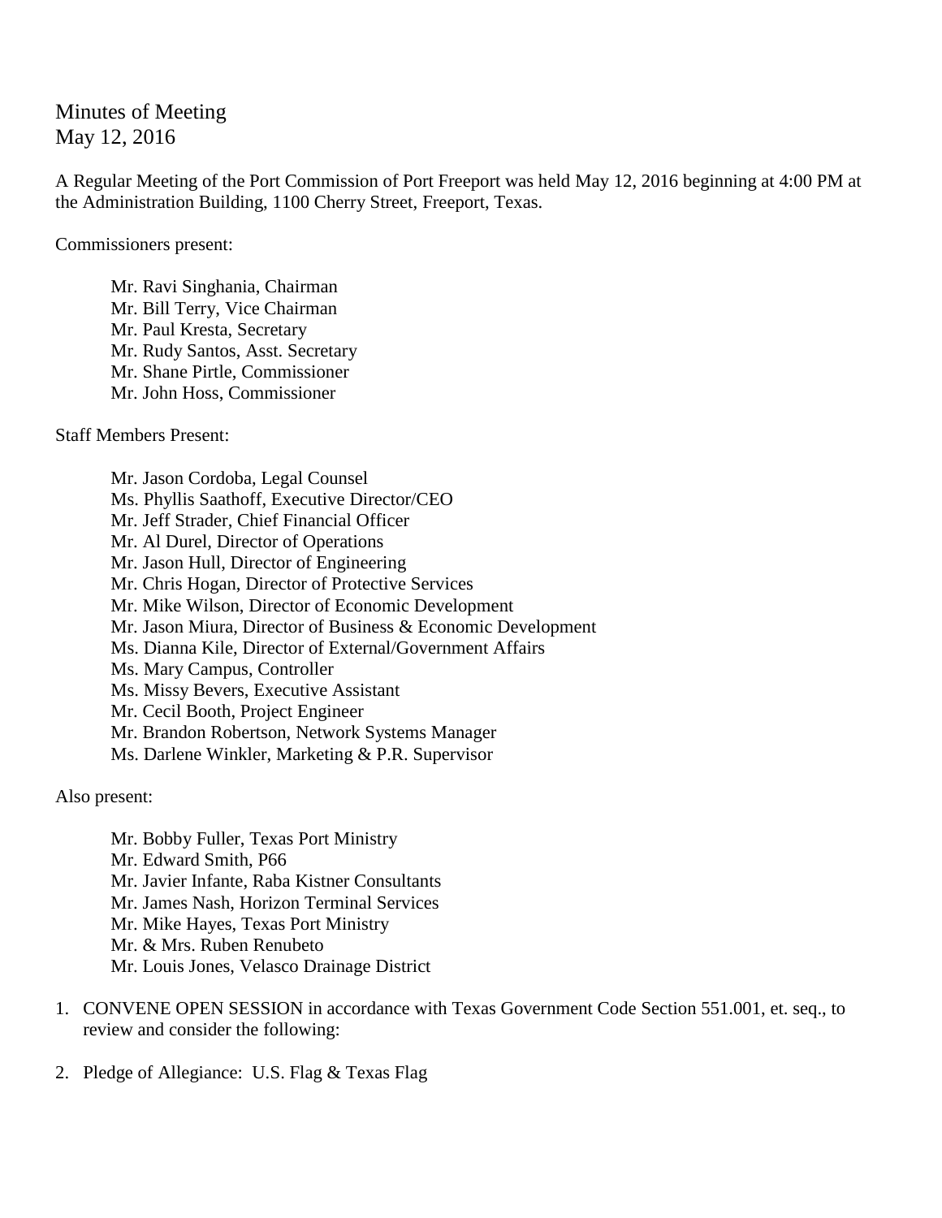# Minutes of Meeting
May 12, 2016

A Regular Meeting of the Port Commission of Port Freeport was held May 12, 2016 beginning at 4:00 PM at the Administration Building, 1100 Cherry Street, Freeport, Texas.

Commissioners present:

Mr. Ravi Singhania, Chairman
Mr. Bill Terry, Vice Chairman
Mr. Paul Kresta, Secretary
Mr. Rudy Santos, Asst. Secretary
Mr. Shane Pirtle, Commissioner
Mr. John Hoss, Commissioner

Staff Members Present:

Mr. Jason Cordoba, Legal Counsel
Ms. Phyllis Saathoff, Executive Director/CEO
Mr. Jeff Strader, Chief Financial Officer
Mr. Al Durel, Director of Operations
Mr. Jason Hull, Director of Engineering
Mr. Chris Hogan, Director of Protective Services
Mr. Mike Wilson, Director of Economic Development
Mr. Jason Miura, Director of Business & Economic Development
Ms. Dianna Kile, Director of External/Government Affairs
Ms. Mary Campus, Controller
Ms. Missy Bevers, Executive Assistant
Mr. Cecil Booth, Project Engineer
Mr. Brandon Robertson, Network Systems Manager
Ms. Darlene Winkler, Marketing & P.R. Supervisor

Also present:

Mr. Bobby Fuller, Texas Port Ministry
Mr. Edward Smith, P66
Mr. Javier Infante, Raba Kistner Consultants
Mr. James Nash, Horizon Terminal Services
Mr. Mike Hayes, Texas Port Ministry
Mr. & Mrs. Ruben Renubeto
Mr. Louis Jones, Velasco Drainage District

1. CONVENE OPEN SESSION in accordance with Texas Government Code Section 551.001, et. seq., to review and consider the following:

2. Pledge of Allegiance: U.S. Flag & Texas Flag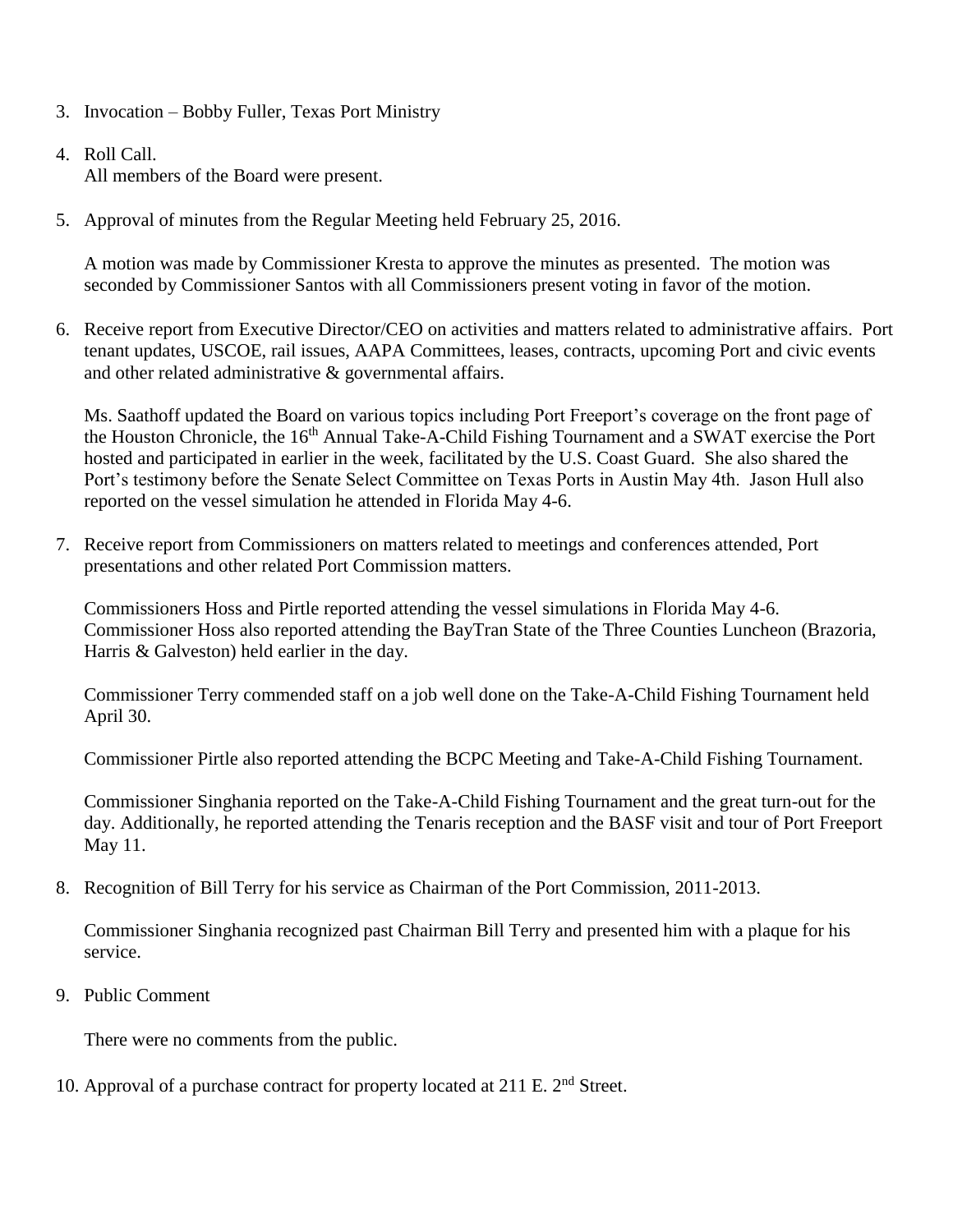3. Invocation – Bobby Fuller, Texas Port Ministry

4. Roll Call.
   All members of the Board were present.

5. Approval of minutes from the Regular Meeting held February 25, 2016.

   A motion was made by Commissioner Kresta to approve the minutes as presented. The motion was seconded by Commissioner Santos with all Commissioners present voting in favor of the motion.

6. Receive report from Executive Director/CEO on activities and matters related to administrative affairs. Port tenant updates, USCOE, rail issues, AAPA Committees, leases, contracts, upcoming Port and civic events and other related administrative & governmental affairs.

   Ms. Saathoff updated the Board on various topics including Port Freeport's coverage on the front page of the Houston Chronicle, the 16th Annual Take-A-Child Fishing Tournament and a SWAT exercise the Port hosted and participated in earlier in the week, facilitated by the U.S. Coast Guard. She also shared the Port's testimony before the Senate Select Committee on Texas Ports in Austin May 4th. Jason Hull also reported on the vessel simulation he attended in Florida May 4-6.

7. Receive report from Commissioners on matters related to meetings and conferences attended, Port presentations and other related Port Commission matters.

   Commissioners Hoss and Pirtle reported attending the vessel simulations in Florida May 4-6. Commissioner Hoss also reported attending the BayTran State of the Three Counties Luncheon (Brazoria, Harris & Galveston) held earlier in the day.

   Commissioner Terry commended staff on a job well done on the Take-A-Child Fishing Tournament held April 30.

   Commissioner Pirtle also reported attending the BCPC Meeting and Take-A-Child Fishing Tournament.

   Commissioner Singhania reported on the Take-A-Child Fishing Tournament and the great turn-out for the day. Additionally, he reported attending the Tenaris reception and the BASF visit and tour of Port Freeport May 11.

8. Recognition of Bill Terry for his service as Chairman of the Port Commission, 2011-2013.

   Commissioner Singhania recognized past Chairman Bill Terry and presented him with a plaque for his service.

9. Public Comment

   There were no comments from the public.

10. Approval of a purchase contract for property located at 211 E. 2nd Street.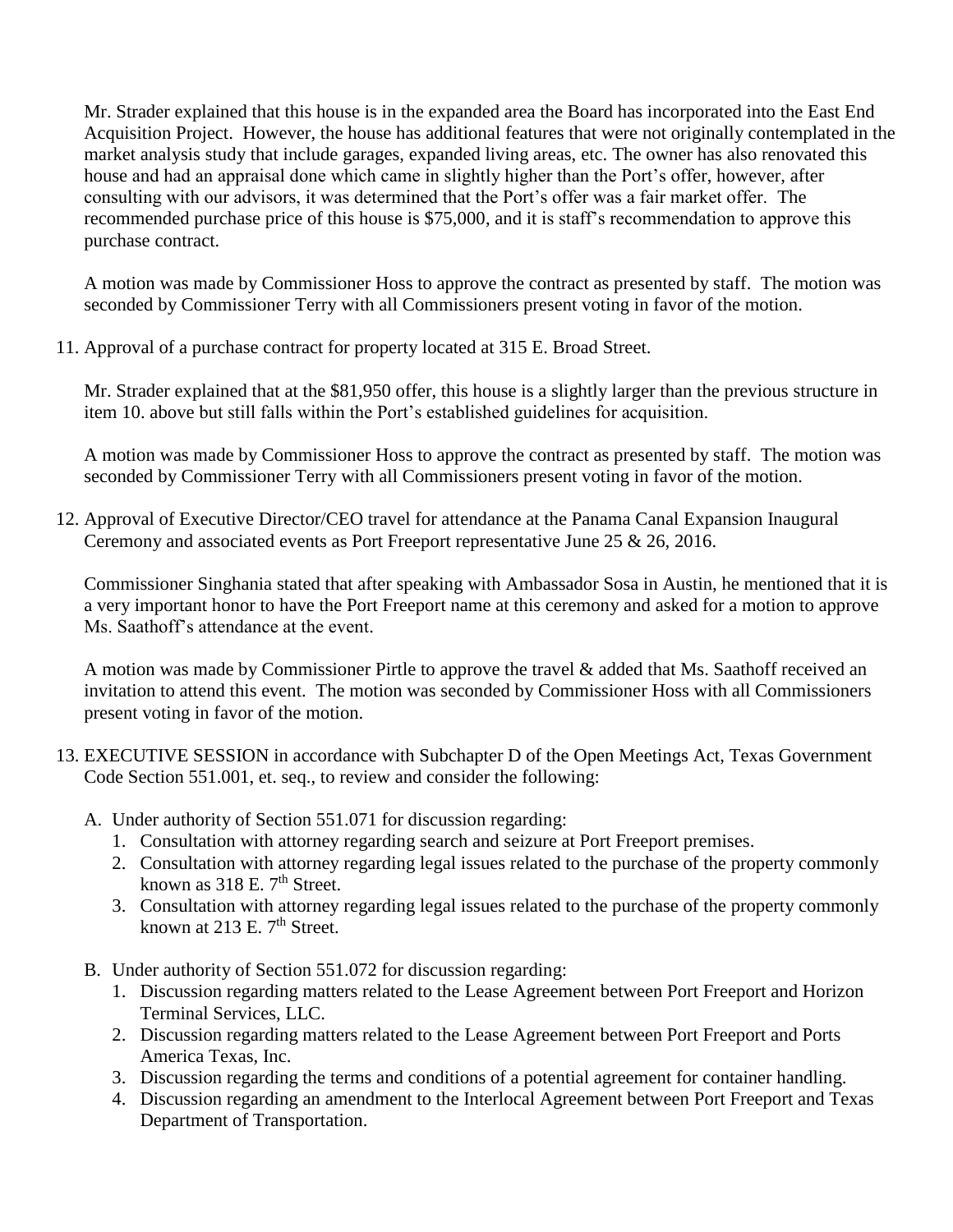Mr. Strader explained that this house is in the expanded area the Board has incorporated into the East End Acquisition Project. However, the house has additional features that were not originally contemplated in the market analysis study that include garages, expanded living areas, etc. The owner has also renovated this house and had an appraisal done which came in slightly higher than the Port's offer, however, after consulting with our advisors, it was determined that the Port's offer was a fair market offer. The recommended purchase price of this house is $75,000, and it is staff's recommendation to approve this purchase contract.

A motion was made by Commissioner Hoss to approve the contract as presented by staff. The motion was seconded by Commissioner Terry with all Commissioners present voting in favor of the motion.

11. Approval of a purchase contract for property located at 315 E. Broad Street.

    Mr. Strader explained that at the $81,950 offer, this house is a slightly larger than the previous structure in item 10. above but still falls within the Port's established guidelines for acquisition.

    A motion was made by Commissioner Hoss to approve the contract as presented by staff. The motion was seconded by Commissioner Terry with all Commissioners present voting in favor of the motion.

12. Approval of Executive Director/CEO travel for attendance at the Panama Canal Expansion Inaugural Ceremony and associated events as Port Freeport representative June 25 & 26, 2016.

    Commissioner Singhania stated that after speaking with Ambassador Sosa in Austin, he mentioned that it is a very important honor to have the Port Freeport name at this ceremony and asked for a motion to approve Ms. Saathoff's attendance at the event.

    A motion was made by Commissioner Pirtle to approve the travel & added that Ms. Saathoff received an invitation to attend this event. The motion was seconded by Commissioner Hoss with all Commissioners present voting in favor of the motion.

13. EXECUTIVE SESSION in accordance with Subchapter D of the Open Meetings Act, Texas Government Code Section 551.001, et. seq., to review and consider the following:

    A. Under authority of Section 551.071 for discussion regarding:
        1. Consultation with attorney regarding search and seizure at Port Freeport premises.
        2. Consultation with attorney regarding legal issues related to the purchase of the property commonly known as 318 E. 7th Street.
        3. Consultation with attorney regarding legal issues related to the purchase of the property commonly known at 213 E. 7th Street.

    B. Under authority of Section 551.072 for discussion regarding:
        1. Discussion regarding matters related to the Lease Agreement between Port Freeport and Horizon Terminal Services, LLC.
        2. Discussion regarding matters related to the Lease Agreement between Port Freeport and Ports America Texas, Inc.
        3. Discussion regarding the terms and conditions of a potential agreement for container handling.
        4. Discussion regarding an amendment to the Interlocal Agreement between Port Freeport and Texas Department of Transportation.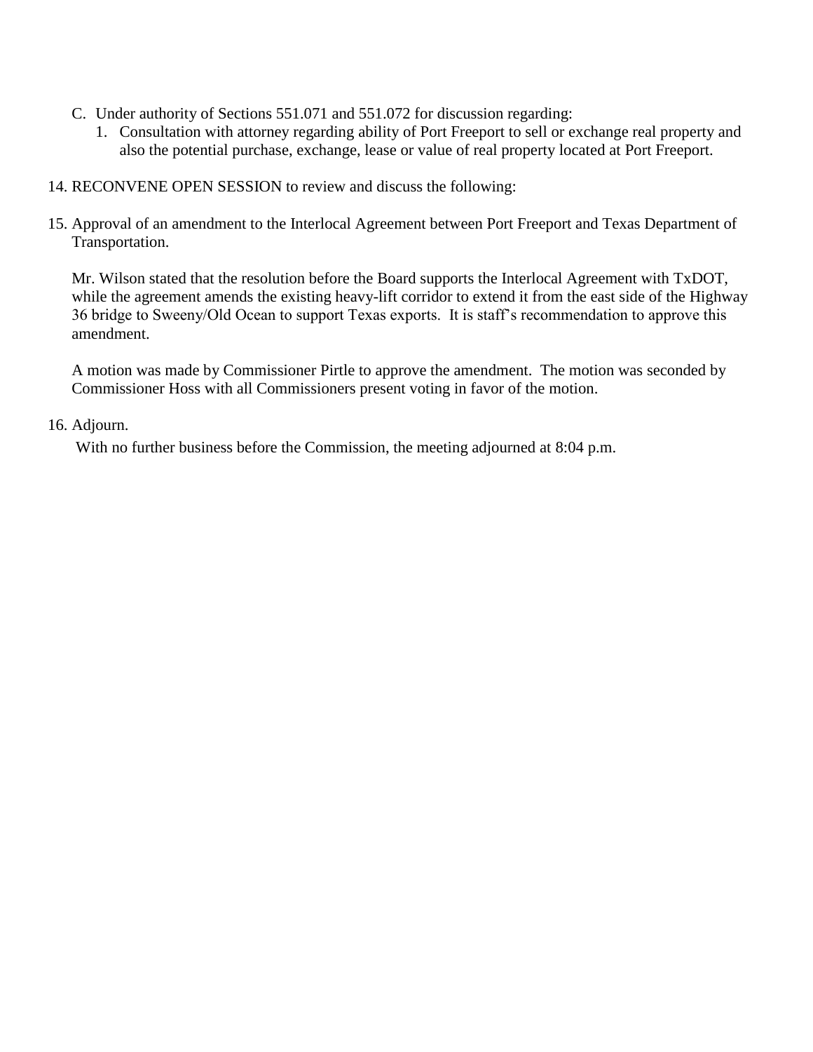C. Under authority of Sections 551.071 and 551.072 for discussion regarding:
   1. Consultation with attorney regarding ability of Port Freeport to sell or exchange real property and also the potential purchase, exchange, lease or value of real property located at Port Freeport.

14. RECONVENE OPEN SESSION to review and discuss the following:

15. Approval of an amendment to the Interlocal Agreement between Port Freeport and Texas Department of Transportation.

    Mr. Wilson stated that the resolution before the Board supports the Interlocal Agreement with TxDOT, while the agreement amends the existing heavy-lift corridor to extend it from the east side of the Highway 36 bridge to Sweeny/Old Ocean to support Texas exports. It is staff's recommendation to approve this amendment.

    A motion was made by Commissioner Pirtle to approve the amendment. The motion was seconded by Commissioner Hoss with all Commissioners present voting in favor of the motion.

16. Adjourn.

    With no further business before the Commission, the meeting adjourned at 8:04 p.m.